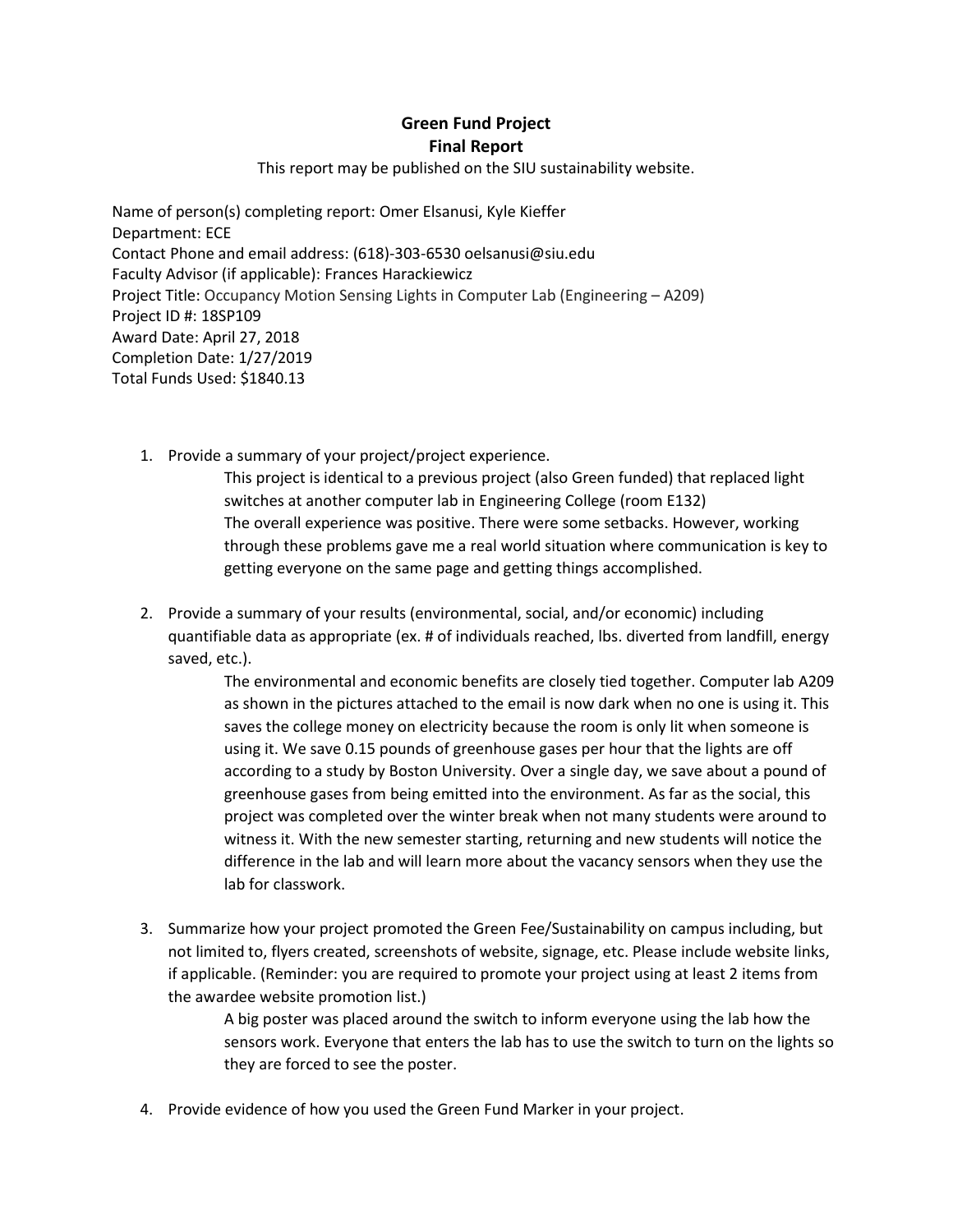# Green Fund Project
## Final Report

This report may be published on the SIU sustainability website.

Name of person(s) completing report: Omer Elsanusi, Kyle Kieffer
Department: ECE
Contact Phone and email address: (618)-303-6530 oelsanusi@siu.edu
Faculty Advisor (if applicable): Frances Harackiewicz
Project Title: Occupancy Motion Sensing Lights in Computer Lab (Engineering – A209)
Project ID #: 18SP109
Award Date: April 27, 2018
Completion Date: 1/27/2019
Total Funds Used: $1840.13

1. Provide a summary of your project/project experience.

   This project is identical to a previous project (also Green funded) that replaced light switches at another computer lab in Engineering College (room E132)
   The overall experience was positive. There were some setbacks. However, working through these problems gave me a real world situation where communication is key to getting everyone on the same page and getting things accomplished.

2. Provide a summary of your results (environmental, social, and/or economic) including quantifiable data as appropriate (ex. # of individuals reached, lbs. diverted from landfill, energy saved, etc.).

   The environmental and economic benefits are closely tied together. Computer lab A209 as shown in the pictures attached to the email is now dark when no one is using it. This saves the college money on electricity because the room is only lit when someone is using it. We save 0.15 pounds of greenhouse gases per hour that the lights are off according to a study by Boston University. Over a single day, we save about a pound of greenhouse gases from being emitted into the environment. As far as the social, this project was completed over the winter break when not many students were around to witness it. With the new semester starting, returning and new students will notice the difference in the lab and will learn more about the vacancy sensors when they use the lab for classwork.

3. Summarize how your project promoted the Green Fee/Sustainability on campus including, but not limited to, flyers created, screenshots of website, signage, etc. Please include website links, if applicable. (Reminder: you are required to promote your project using at least 2 items from the awardee website promotion list.)

   A big poster was placed around the switch to inform everyone using the lab how the sensors work. Everyone that enters the lab has to use the switch to turn on the lights so they are forced to see the poster.

4. Provide evidence of how you used the Green Fund Marker in your project.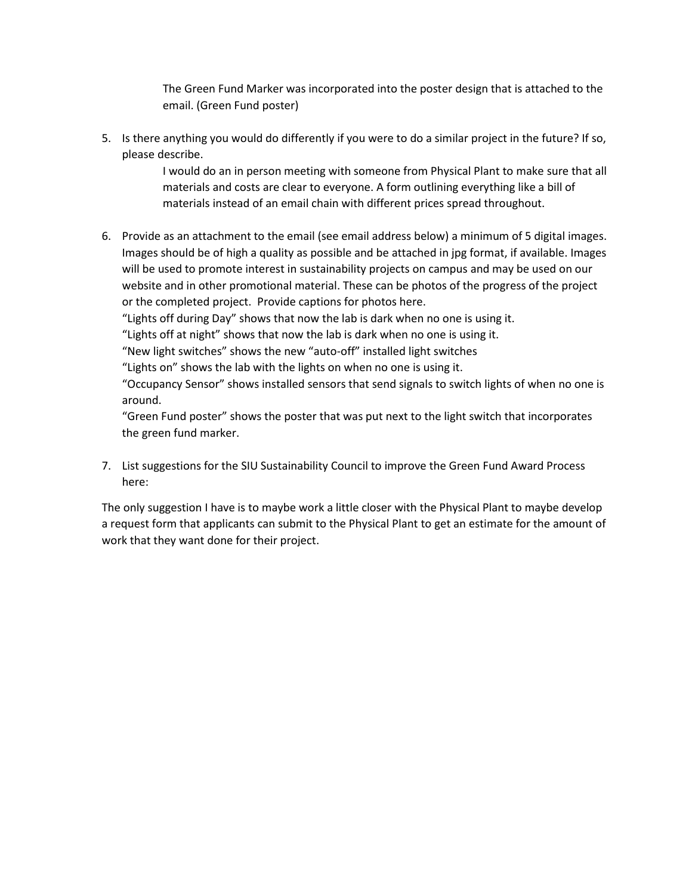The Green Fund Marker was incorporated into the poster design that is attached to the email. (Green Fund poster)

5. Is there anything you would do differently if you were to do a similar project in the future? If so, please describe.

   I would do an in person meeting with someone from Physical Plant to make sure that all materials and costs are clear to everyone. A form outlining everything like a bill of materials instead of an email chain with different prices spread throughout.

6. Provide as an attachment to the email (see email address below) a minimum of 5 digital images. Images should be of high a quality as possible and be attached in jpg format, if available. Images will be used to promote interest in sustainability projects on campus and may be used on our website and in other promotional material. These can be photos of the progress of the project or the completed project. Provide captions for photos here.

   "Lights off during Day" shows that now the lab is dark when no one is using it.

   "Lights off at night" shows that now the lab is dark when no one is using it.

   "New light switches" shows the new "auto-off" installed light switches

   "Lights on" shows the lab with the lights on when no one is using it.

   "Occupancy Sensor" shows installed sensors that send signals to switch lights of when no one is around.

   "Green Fund poster" shows the poster that was put next to the light switch that incorporates the green fund marker.

7. List suggestions for the SIU Sustainability Council to improve the Green Fund Award Process here:

The only suggestion I have is to maybe work a little closer with the Physical Plant to maybe develop a request form that applicants can submit to the Physical Plant to get an estimate for the amount of work that they want done for their project.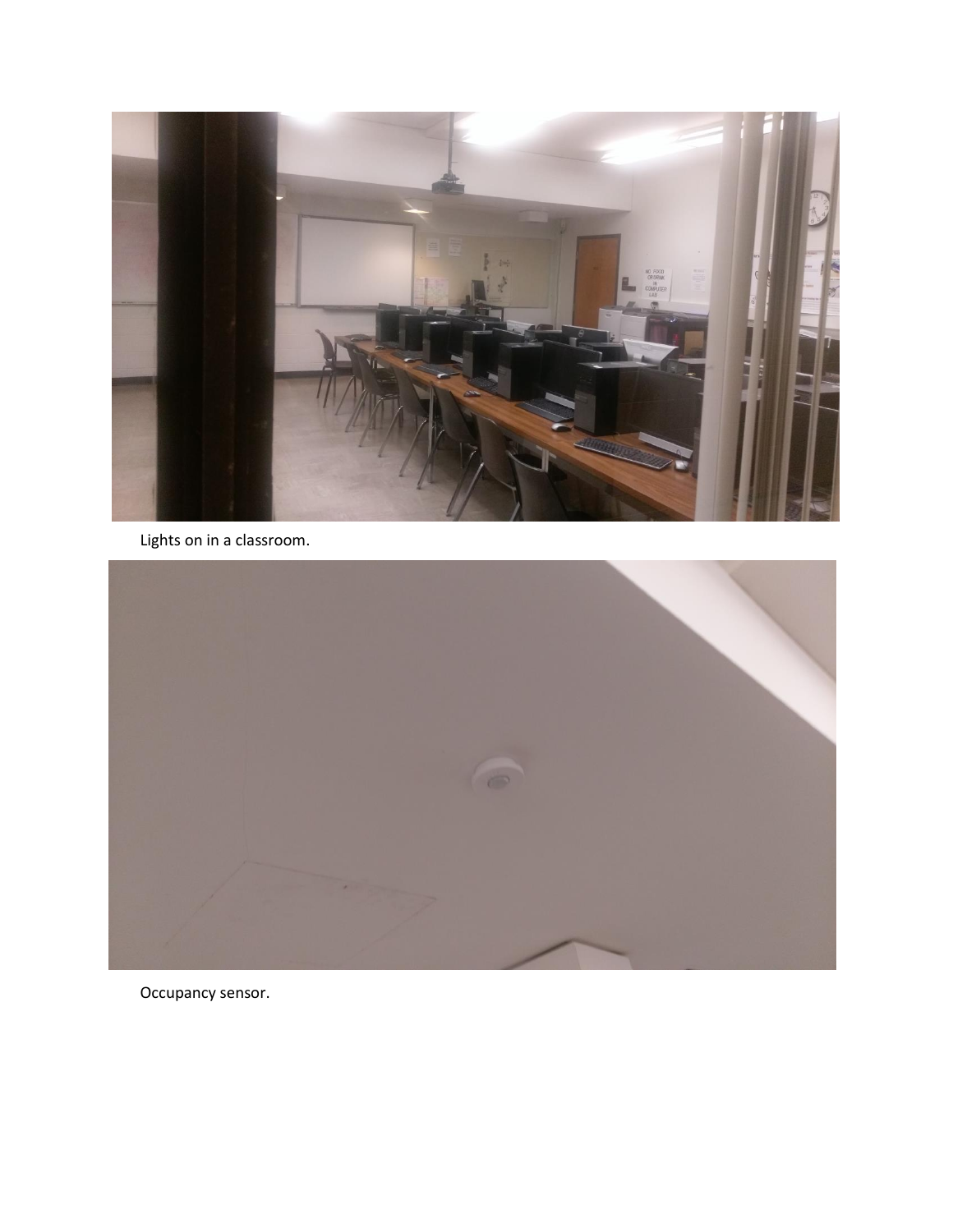Lights on in a classroom.

Occupancy sensor.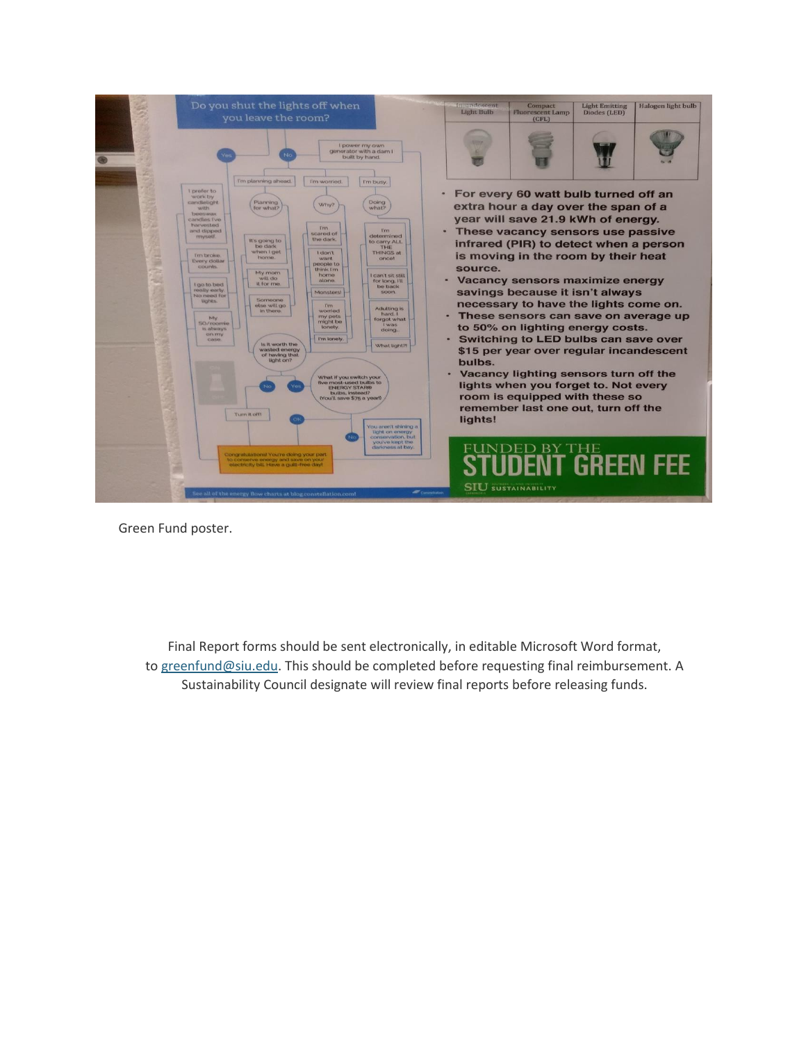Green Fund poster.

Final Report forms should be sent electronically, in editable Microsoft Word format, to greenfund@siu.edu. This should be completed before requesting final reimbursement. A Sustainability Council designate will review final reports before releasing funds.